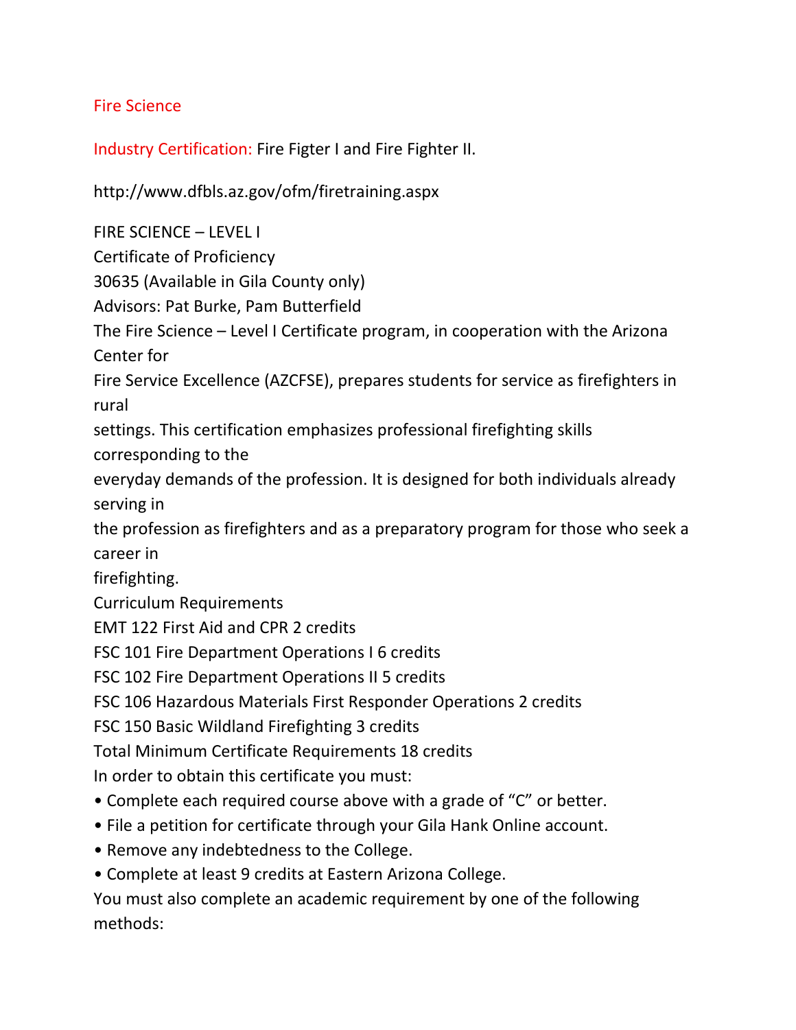## Fire Science

**Industry Certification:** Fire Figter I and Fire Fighter II.

http://www.dfbls.az.gov/ofm/firetraining.aspx

FIRE SCIENCE – LEVEL I

Certificate of Proficiency

30635 (Available in Gila County only)

Advisors: Pat Burke, Pam Butterfield

The Fire Science – Level I Certificate program, in cooperation with the Arizona Center for Fire Service Excellence (AZCFSE), prepares students for service as firefighters in rural settings. This certification emphasizes professional firefighting skills corresponding to the everyday demands of the profession. It is designed for both individuals already serving in the profession as firefighters and as a preparatory program for those who seek a career in firefighting.

Curriculum Requirements

EMT 122 First Aid and CPR 2 credits

FSC 101 Fire Department Operations I 6 credits

FSC 102 Fire Department Operations II 5 credits

FSC 106 Hazardous Materials First Responder Operations 2 credits

FSC 150 Basic Wildland Firefighting 3 credits

Total Minimum Certificate Requirements 18 credits

In order to obtain this certificate you must:

- Complete each required course above with a grade of "C" or better.
- File a petition for certificate through your Gila Hank Online account.
- Remove any indebtedness to the College.
- Complete at least 9 credits at Eastern Arizona College.

You must also complete an academic requirement by one of the following methods: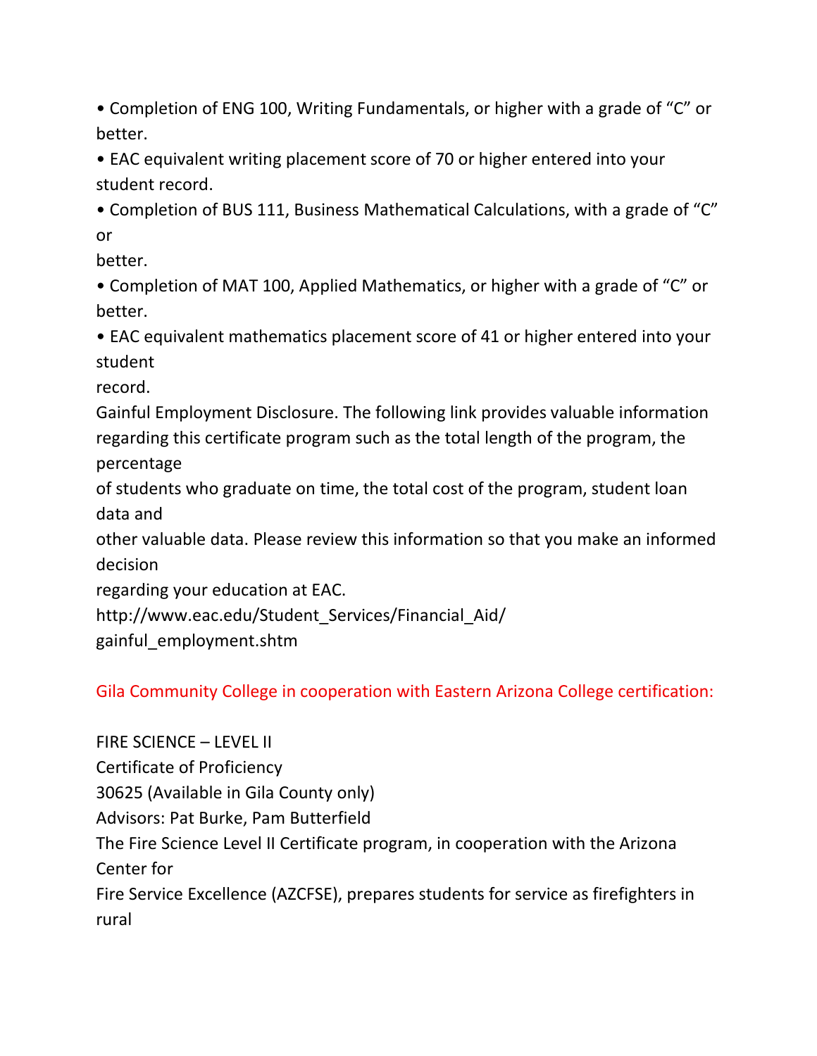- Completion of ENG 100, Writing Fundamentals, or higher with a grade of “C” or better.
- EAC equivalent writing placement score of 70 or higher entered into your student record.
- Completion of BUS 111, Business Mathematical Calculations, with a grade of “C” or better.
- Completion of MAT 100, Applied Mathematics, or higher with a grade of “C” or better.
- EAC equivalent mathematics placement score of 41 or higher entered into your student record.

Gainful Employment Disclosure. The following link provides valuable information regarding this certificate program such as the total length of the program, the percentage of students who graduate on time, the total cost of the program, student loan data and other valuable data. Please review this information so that you make an informed decision regarding your education at EAC.

http://www.eac.edu/Student_Services/Financial_Aid/gainful_employment.shtm

Gila Community College in cooperation with Eastern Arizona College certification:

FIRE SCIENCE – LEVEL II
Certificate of Proficiency
30625 (Available in Gila County only)
Advisors: Pat Burke, Pam Butterfield

The Fire Science Level II Certificate program, in cooperation with the Arizona Center for Fire Service Excellence (AZCFSE), prepares students for service as firefighters in rural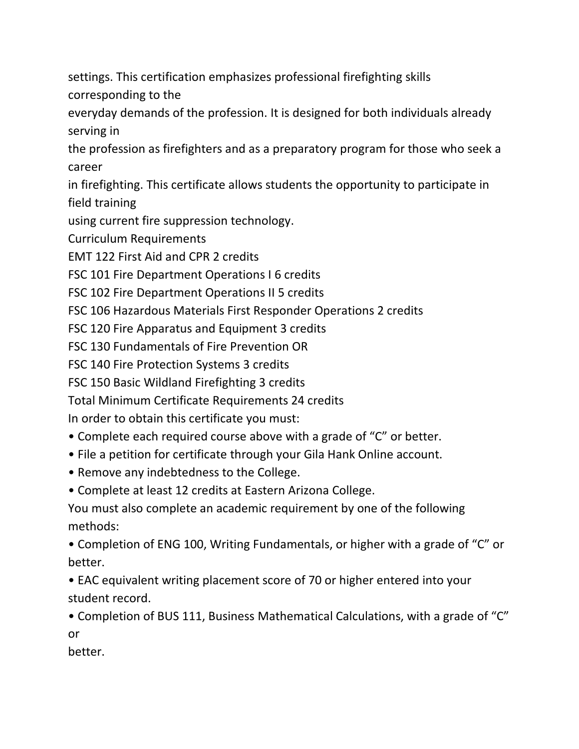settings. This certification emphasizes professional firefighting skills corresponding to the everyday demands of the profession. It is designed for both individuals already serving in the profession as firefighters and as a preparatory program for those who seek a career in firefighting. This certificate allows students the opportunity to participate in field training using current fire suppression technology.

Curriculum Requirements

EMT 122 First Aid and CPR 2 credits

FSC 101 Fire Department Operations I 6 credits

FSC 102 Fire Department Operations II 5 credits

FSC 106 Hazardous Materials First Responder Operations 2 credits

FSC 120 Fire Apparatus and Equipment 3 credits

FSC 130 Fundamentals of Fire Prevention OR

FSC 140 Fire Protection Systems 3 credits

FSC 150 Basic Wildland Firefighting 3 credits

Total Minimum Certificate Requirements 24 credits

In order to obtain this certificate you must:

- Complete each required course above with a grade of "C" or better.
- File a petition for certificate through your Gila Hank Online account.
- Remove any indebtedness to the College.
- Complete at least 12 credits at Eastern Arizona College.

You must also complete an academic requirement by one of the following methods:

- Completion of ENG 100, Writing Fundamentals, or higher with a grade of "C" or better.
- EAC equivalent writing placement score of 70 or higher entered into your student record.
- Completion of BUS 111, Business Mathematical Calculations, with a grade of "C" or better.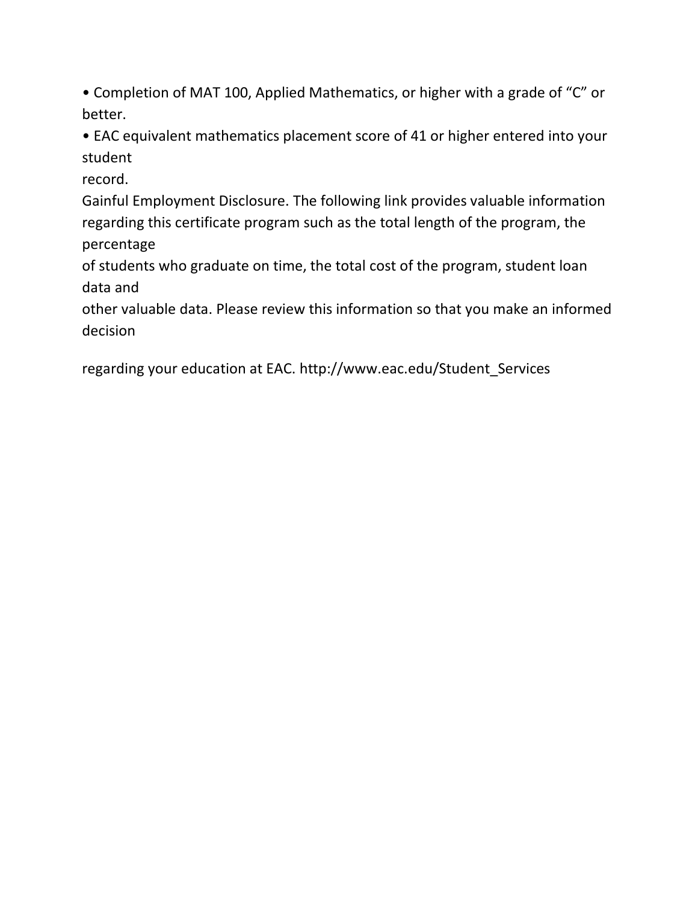- Completion of MAT 100, Applied Mathematics, or higher with a grade of “C” or better.
- EAC equivalent mathematics placement score of 41 or higher entered into your student record.

Gainful Employment Disclosure. The following link provides valuable information regarding this certificate program such as the total length of the program, the percentage of students who graduate on time, the total cost of the program, student loan data and other valuable data. Please review this information so that you make an informed decision

regarding your education at EAC. http://www.eac.edu/Student_Services